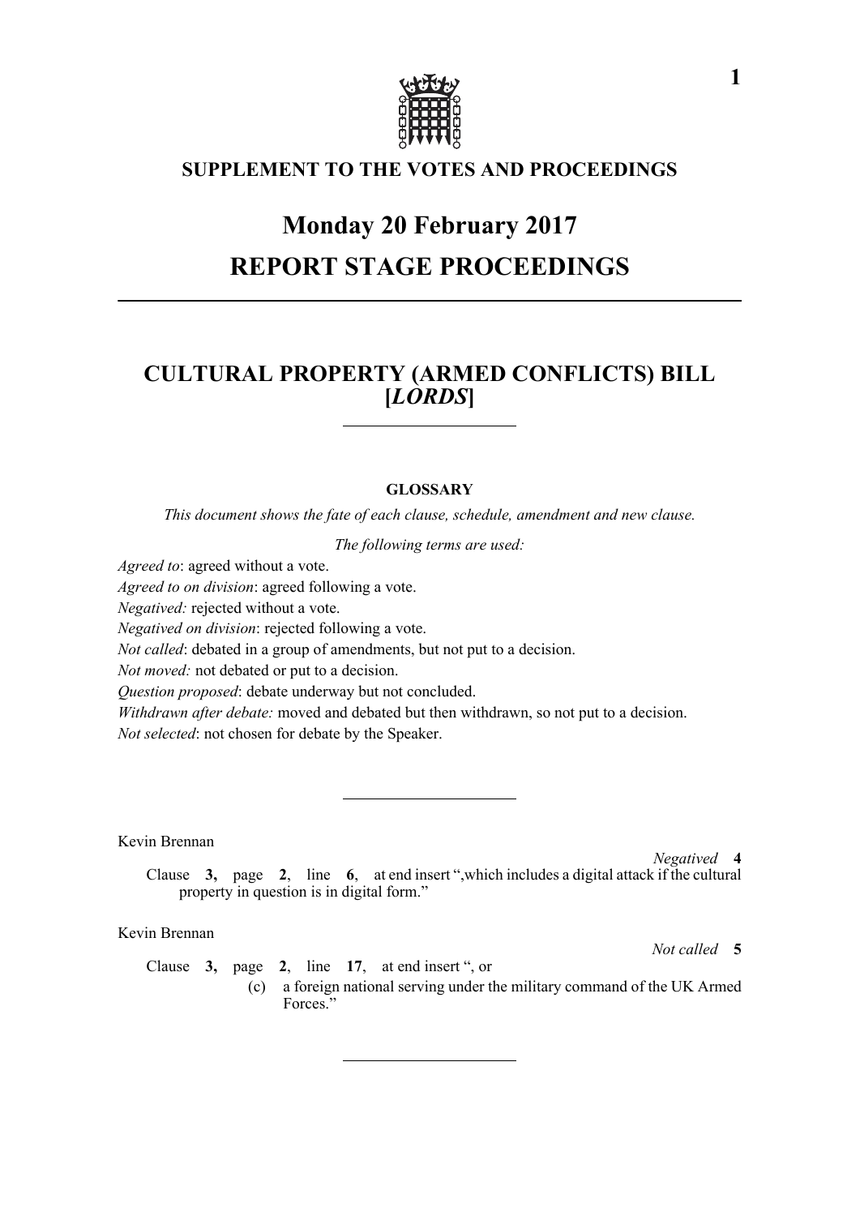## SUPPLEMENT TO THE VOTES AND PROCEEDINGS

# Monday 20 February 2017

# REPORT STAGE PROCEEDINGS

---

## CULTURAL PROPERTY (ARMED CONFLICTS) BILL [*LORDS*]

---

### GLOSSARY

*This document shows the fate of each clause, schedule, amendment and new clause.*

*The following terms are used:*

*Agreed to*: agreed without a vote.

*Agreed to on division*: agreed following a vote.

*Negatived:* rejected without a vote.

*Negatived on division*: rejected following a vote.

*Not called*: debated in a group of amendments, but not put to a decision.

*Not moved:* not debated or put to a decision.

*Question proposed*: debate underway but not concluded.

*Withdrawn after debate:* moved and debated but then withdrawn, so not put to a decision.

*Not selected*: not chosen for debate by the Speaker.

---

Kevin Brennan

*Negatived* **4**

Clause **3,** page **2**, line **6**, at end insert ",which includes a digital attack if the cultural property in question is in digital form."

Kevin Brennan

*Not called* **5**

Clause **3,** page **2**, line **17**, at end insert ", or

(c) a foreign national serving under the military command of the UK Armed Forces."

---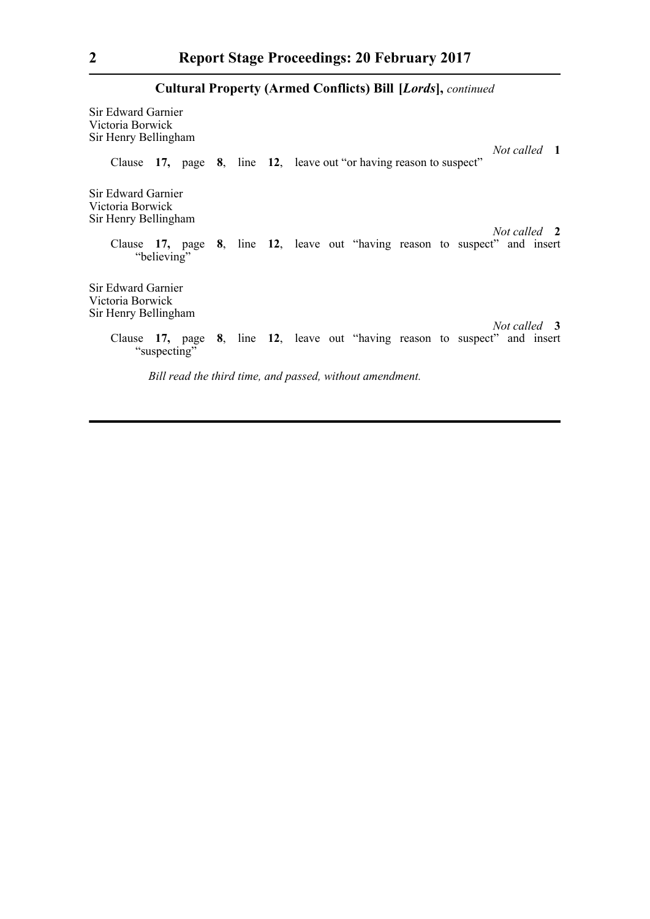## Cultural Property (Armed Conflicts) Bill [*Lords*], *continued*

Sir Edward Garnier
Victoria Borwick
Sir Henry Bellingham

*Not called* **1**

Clause **17,** page **8**, line **12**, leave out "or having reason to suspect"

Sir Edward Garnier
Victoria Borwick
Sir Henry Bellingham

*Not called* **2**

Clause **17,** page **8**, line **12**, leave out "having reason to suspect" and insert "believing"

Sir Edward Garnier
Victoria Borwick
Sir Henry Bellingham

*Not called* **3**

Clause **17,** page **8**, line **12**, leave out "having reason to suspect" and insert "suspecting"

*Bill read the third time, and passed, without amendment.*